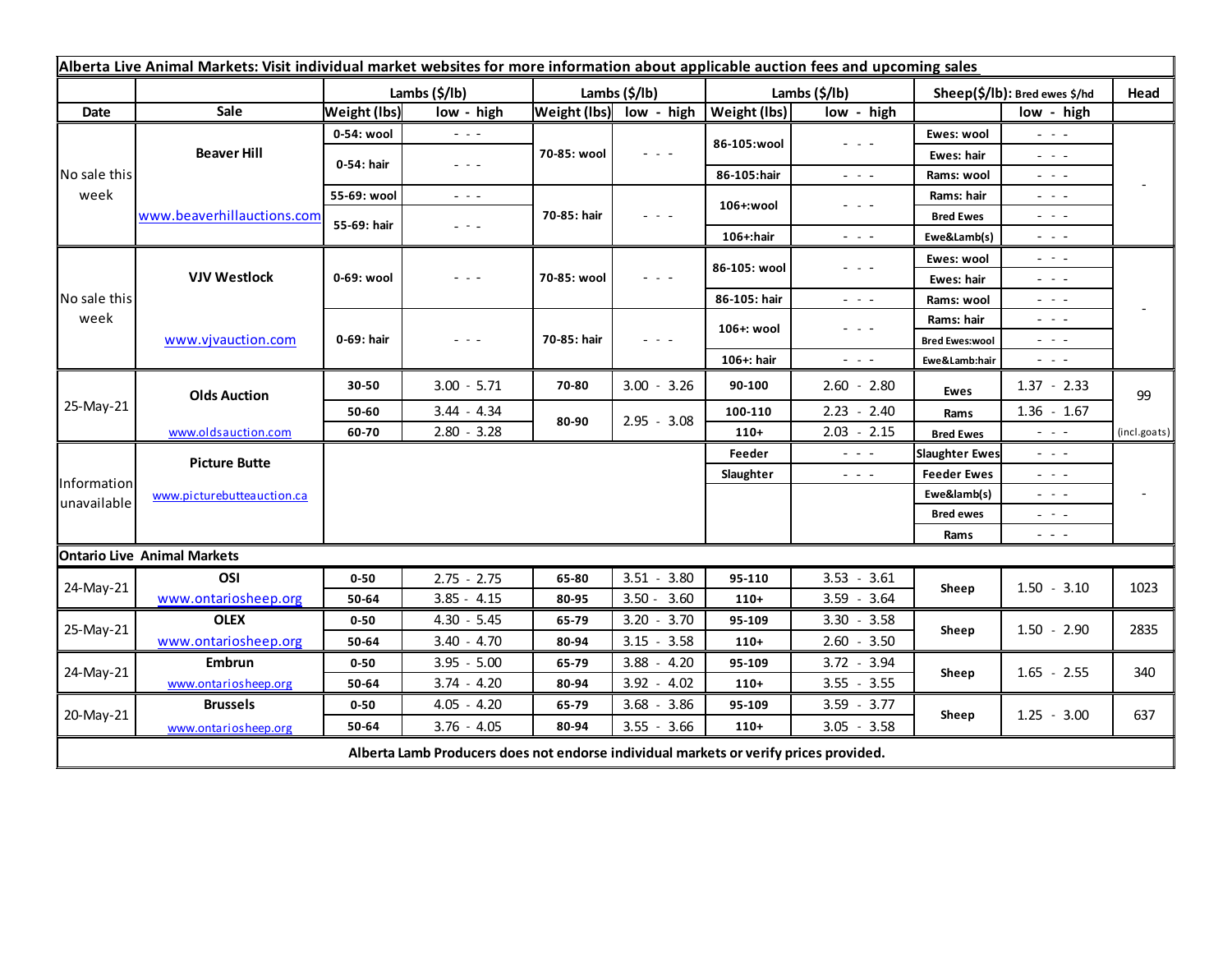**Alberta Live Animal Markets: Visit individual market websites for more information about applicable auction fees and upcoming sales**

| Date | Sale | Lambs ($/lb) | | Lambs ($/lb) | | Lambs ($/lb) | | Sheep($/lb): Bred ewes $/hd | | Head |
|---|---|---|---|---|---|---|---|---|---|---|
| | | Weight (lbs) | low - high | Weight (lbs) | low - high | Weight (lbs) | low - high | | low - high | |
| No sale this week | Beaver Hill | 0-54: wool | - - - | 70-85: wool | - - - | 86-105:wool | - - - | Ewes: wool | - - - | - |
| | | 0-54: hair | - - - | | | | | Ewes: hair | - - - | |
| | | | | | | 86-105:hair | - - - | Rams: wool | - - - | |
| | | 55-69: wool | - - - | 70-85: hair | - - - | 106+:wool | - - - | Rams: hair | - - - | |
| | www.beaverhillauctions.com | 55-69: hair | - - - | | | | | Bred Ewes | - - - | |
| | | | | | | 106+:hair | - - - | Ewe&Lamb(s) | - - - | |
| No sale this week | VJV Westlock | 0-69: wool | - - - | 70-85: wool | - - - | 86-105: wool | - - - | Ewes: wool | - - - | - |
| | | | | | | | | Ewes: hair | - - - | |
| | | | | | | 86-105: hair | - - - | Rams: wool | - - - | |
| | www.vjvauction.com | 0-69: hair | - - - | 70-85: hair | - - - | 106+: wool | - - - | Rams: hair | - - - | |
| | | | | | | | | Bred Ewes:wool | - - - | |
| | | | | | | 106+: hair | - - - | Ewe&Lamb:hair | - - - | |
| 25-May-21 | Olds Auction | 30-50 | 3.00 - 5.71 | 70-80 | 3.00 - 3.26 | 90-100 | 2.60 - 2.80 | Ewes | 1.37 - 2.33 | 99 |
| | | 50-60 | 3.44 - 4.34 | 80-90 | 2.95 - 3.08 | 100-110 | 2.23 - 2.40 | Rams | 1.36 - 1.67 | |
| | www.oldsauction.com | 60-70 | 2.80 - 3.28 | | | 110+ | 2.03 - 2.15 | Bred Ewes | - - - | (incl.goats) |
| Information unavailable | Picture Butte | | | | | Feeder | - - - | Slaughter Ewes | - - - | - |
| | | | | | | Slaughter | - - - | Feeder Ewes | - - - | |
| | www.picturebutteauction.ca | | | | | | | Ewe&lamb(s) | - - - | |
| | | | | | | | | Bred ewes | - - - | |
| | | | | | | | | Rams | - - - | |

**Ontario Live Animal Markets**

| Date | Sale | Weight (lbs) | low - high | Weight (lbs) | low - high | Weight (lbs) | low - high | | low - high | Head |
|---|---|---|---|---|---|---|---|---|---|---|
| 24-May-21 | OSI www.ontariosheep.org | 0-50 | 2.75 - 2.75 | 65-80 | 3.51 - 3.80 | 95-110 | 3.53 - 3.61 | Sheep | 1.50 - 3.10 | 1023 |
| | | 50-64 | 3.85 - 4.15 | 80-95 | 3.50 - 3.60 | 110+ | 3.59 - 3.64 | | | |
| 25-May-21 | OLEX www.ontariosheep.org | 0-50 | 4.30 - 5.45 | 65-79 | 3.20 - 3.70 | 95-109 | 3.30 - 3.58 | Sheep | 1.50 - 2.90 | 2835 |
| | | 50-64 | 3.40 - 4.70 | 80-94 | 3.15 - 3.58 | 110+ | 2.60 - 3.50 | | | |
| 24-May-21 | Embrun www.ontariosheep.org | 0-50 | 3.95 - 5.00 | 65-79 | 3.88 - 4.20 | 95-109 | 3.72 - 3.94 | Sheep | 1.65 - 2.55 | 340 |
| | | 50-64 | 3.74 - 4.20 | 80-94 | 3.92 - 4.02 | 110+ | 3.55 - 3.55 | | | |
| 20-May-21 | Brussels www.ontariosheep.org | 0-50 | 4.05 - 4.20 | 65-79 | 3.68 - 3.86 | 95-109 | 3.59 - 3.77 | Sheep | 1.25 - 3.00 | 637 |
| | | 50-64 | 3.76 - 4.05 | 80-94 | 3.55 - 3.66 | 110+ | 3.05 - 3.58 | | | |

**Alberta Lamb Producers does not endorse individual markets or verify prices provided.**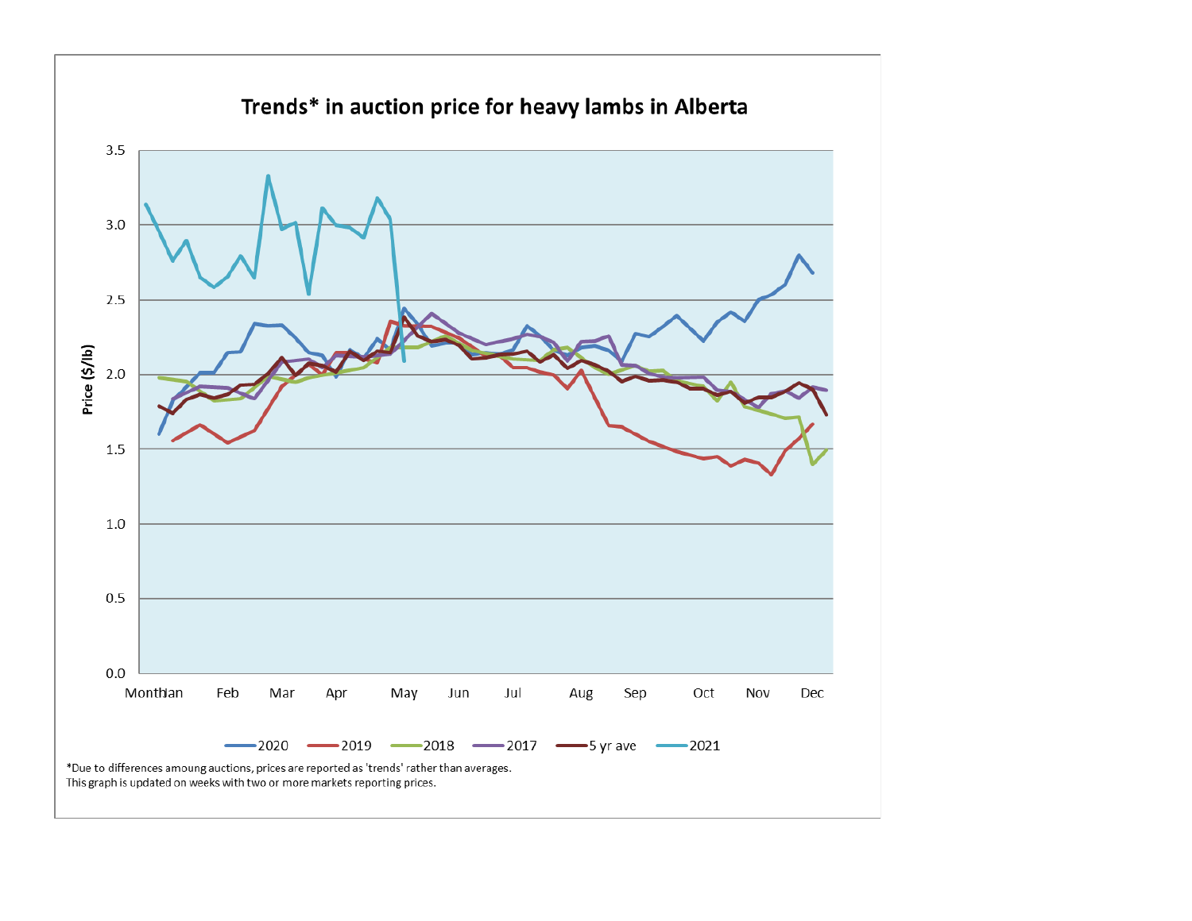Trends* in auction price for heavy lambs in Alberta

Price ($/lb)

3.5
3.0
2.5
2.0
1.5
1.0
0.5
0.0

Month Jan Feb Mar Apr May Jun Jul Aug Sep Oct Nov Dec

2020 2019 2018 2017 5 yr ave 2021

*Due to differences amoung auctions, prices are reported as 'trends' rather than averages.
This graph is updated on weeks with two or more markets reporting prices.